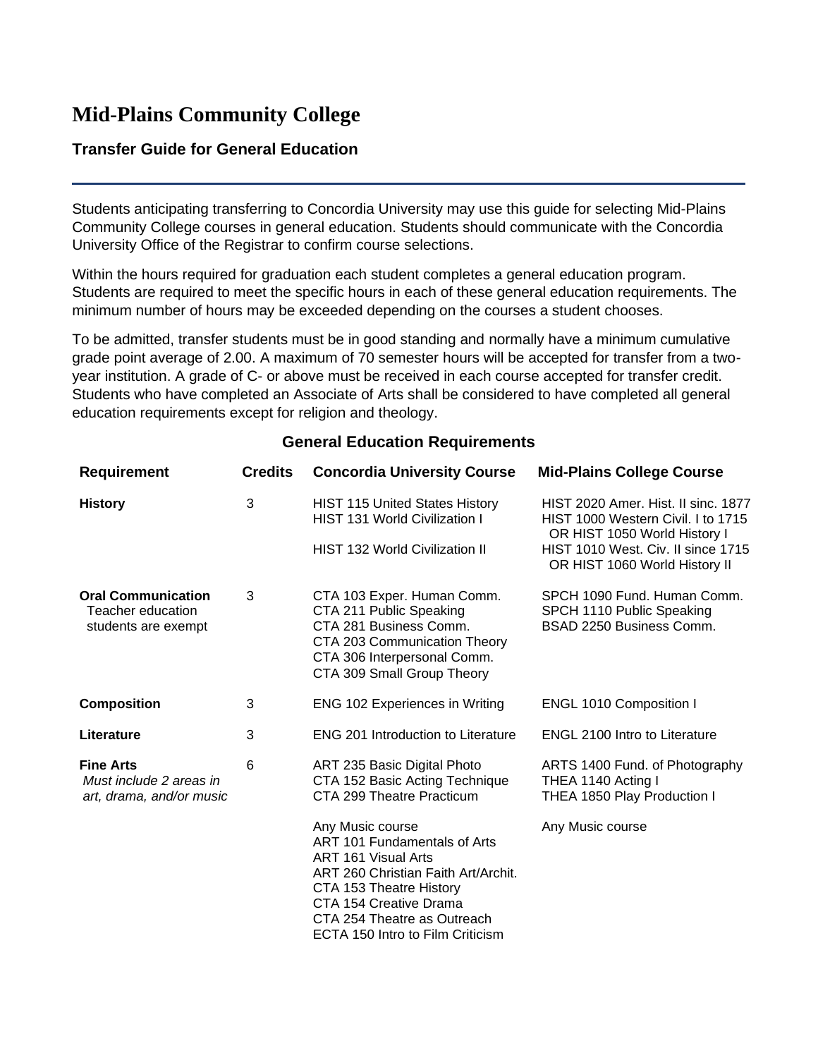# Mid-Plains Community College

### Transfer Guide for General Education

Students anticipating transferring to Concordia University may use this guide for selecting Mid-Plains Community College courses in general education. Students should communicate with the Concordia University Office of the Registrar to confirm course selections.

Within the hours required for graduation each student completes a general education program. Students are required to meet the specific hours in each of these general education requirements. The minimum number of hours may be exceeded depending on the courses a student chooses.

To be admitted, transfer students must be in good standing and normally have a minimum cumulative grade point average of 2.00. A maximum of 70 semester hours will be accepted for transfer from a two-year institution. A grade of C- or above must be received in each course accepted for transfer credit. Students who have completed an Associate of Arts shall be considered to have completed all general education requirements except for religion and theology.

## General Education Requirements

| Requirement | Credits | Concordia University Course | Mid-Plains College Course |
|---|---|---|---|
| **History** | 3 | HIST 115 United States History | HIST 2020 Amer. Hist. II sinc. 1877 |
| | | HIST 131 World Civilization I | HIST 1000 Western Civil. I to 1715 OR HIST 1050 World History I |
| | | HIST 132 World Civilization II | HIST 1010 West. Civ. II since 1715 OR HIST 1060 World History II |
| **Oral Communication** Teacher education students are exempt | 3 | CTA 103 Exper. Human Comm. | SPCH 1090 Fund. Human Comm. |
| | | CTA 211 Public Speaking | SPCH 1110 Public Speaking |
| | | CTA 281 Business Comm. | BSAD 2250 Business Comm. |
| | | CTA 203 Communication Theory | |
| | | CTA 306 Interpersonal Comm. | |
| | | CTA 309 Small Group Theory | |
| **Composition** | 3 | ENG 102 Experiences in Writing | ENGL 1010 Composition I |
| **Literature** | 3 | ENG 201 Introduction to Literature | ENGL 2100 Intro to Literature |
| **Fine Arts** *Must include 2 areas in art, drama, and/or music* | 6 | ART 235 Basic Digital Photo | ARTS 1400 Fund. of Photography |
| | | CTA 152 Basic Acting Technique | THEA 1140 Acting I |
| | | CTA 299 Theatre Practicum | THEA 1850 Play Production I |
| | | Any Music course | Any Music course |
| | | ART 101 Fundamentals of Arts | |
| | | ART 161 Visual Arts | |
| | | ART 260 Christian Faith Art/Archit. | |
| | | CTA 153 Theatre History | |
| | | CTA 154 Creative Drama | |
| | | CTA 254 Theatre as Outreach | |
| | | ECTA 150 Intro to Film Criticism | |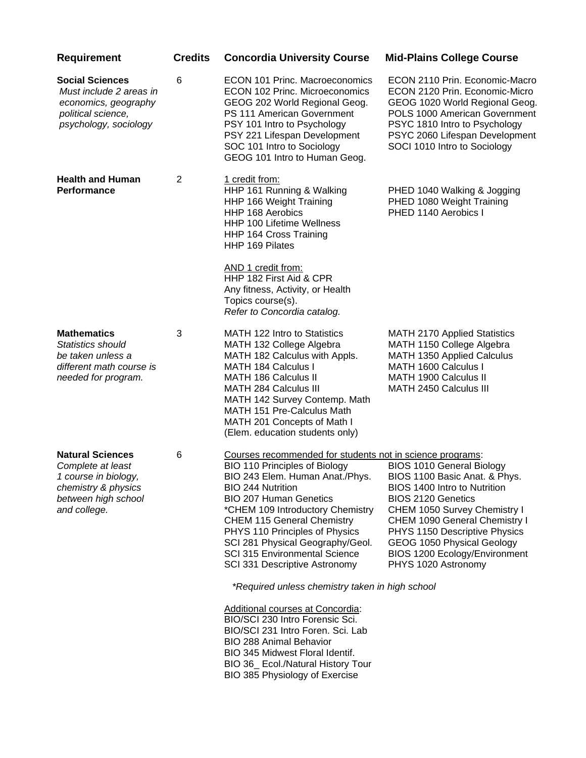| Requirement | Credits | Concordia University Course | Mid-Plains College Course |
|---|---|---|---|
| **Social Sciences**<br>*Must include 2 areas in economics, geography political science, psychology, sociology* | 6 | ECON 101 Princ. Macroeconomics<br>ECON 102 Princ. Microeconomics<br>GEOG 202 World Regional Geog.<br>PS 111 American Government<br>PSY 101 Intro to Psychology<br>PSY 221 Lifespan Development<br>SOC 101 Intro to Sociology<br>GEOG 101 Intro to Human Geog. | ECON 2110 Prin. Economic-Macro<br>ECON 2120 Prin. Economic-Micro<br>GEOG 1020 World Regional Geog.<br>POLS 1000 American Government<br>PSYC 1810 Intro to Psychology<br>PSYC 2060 Lifespan Development<br>SOCI 1010 Intro to Sociology |
| **Health and Human Performance** | 2 | <u>1 credit from:</u><br>HHP 161 Running & Walking<br>HHP 166 Weight Training<br>HHP 168 Aerobics<br>HHP 100 Lifetime Wellness<br>HHP 164 Cross Training<br>HHP 169 Pilates<br><br><u>AND 1 credit from:</u><br>HHP 182 First Aid & CPR<br>Any fitness, Activity, or Health Topics course(s).<br>*Refer to Concordia catalog.* | <br>PHED 1040 Walking & Jogging<br>PHED 1080 Weight Training<br>PHED 1140 Aerobics I |
| **Mathematics**<br>*Statistics should be taken unless a different math course is needed for program.* | 3 | MATH 122 Intro to Statistics<br>MATH 132 College Algebra<br>MATH 182 Calculus with Appls.<br>MATH 184 Calculus I<br>MATH 186 Calculus II<br>MATH 284 Calculus III<br>MATH 142 Survey Contemp. Math<br>MATH 151 Pre-Calculus Math<br>MATH 201 Concepts of Math I (Elem. education students only) | MATH 2170 Applied Statistics<br>MATH 1150 College Algebra<br>MATH 1350 Applied Calculus<br>MATH 1600 Calculus I<br>MATH 1900 Calculus II<br>MATH 2450 Calculus III |
| **Natural Sciences**<br>*Complete at least 1 course in biology, chemistry & physics between high school and college.* | 6 | <u>Courses recommended for students not in science programs</u>:<br>BIO 110 Principles of Biology<br>BIO 243 Elem. Human Anat./Phys.<br>BIO 244 Nutrition<br>BIO 207 Human Genetics<br>*CHEM 109 Introductory Chemistry<br>CHEM 115 General Chemistry<br>PHYS 110 Principles of Physics<br>SCI 281 Physical Geography/Geol.<br>SCI 315 Environmental Science<br>SCI 331 Descriptive Astronomy<br><br>*\*Required unless chemistry taken in high school*<br><br><u>Additional courses at Concordia</u>:<br>BIO/SCI 230 Intro Forensic Sci.<br>BIO/SCI 231 Intro Foren. Sci. Lab<br>BIO 288 Animal Behavior<br>BIO 345 Midwest Floral Identif.<br>BIO 36_ Ecol./Natural History Tour<br>BIO 385 Physiology of Exercise | <br>BIOS 1010 General Biology<br>BIOS 1100 Basic Anat. & Phys.<br>BIOS 1400 Intro to Nutrition<br>BIOS 2120 Genetics<br>CHEM 1050 Survey Chemistry I<br>CHEM 1090 General Chemistry I<br>PHYS 1150 Descriptive Physics<br>GEOG 1050 Physical Geology<br>BIOS 1200 Ecology/Environment<br>PHYS 1020 Astronomy |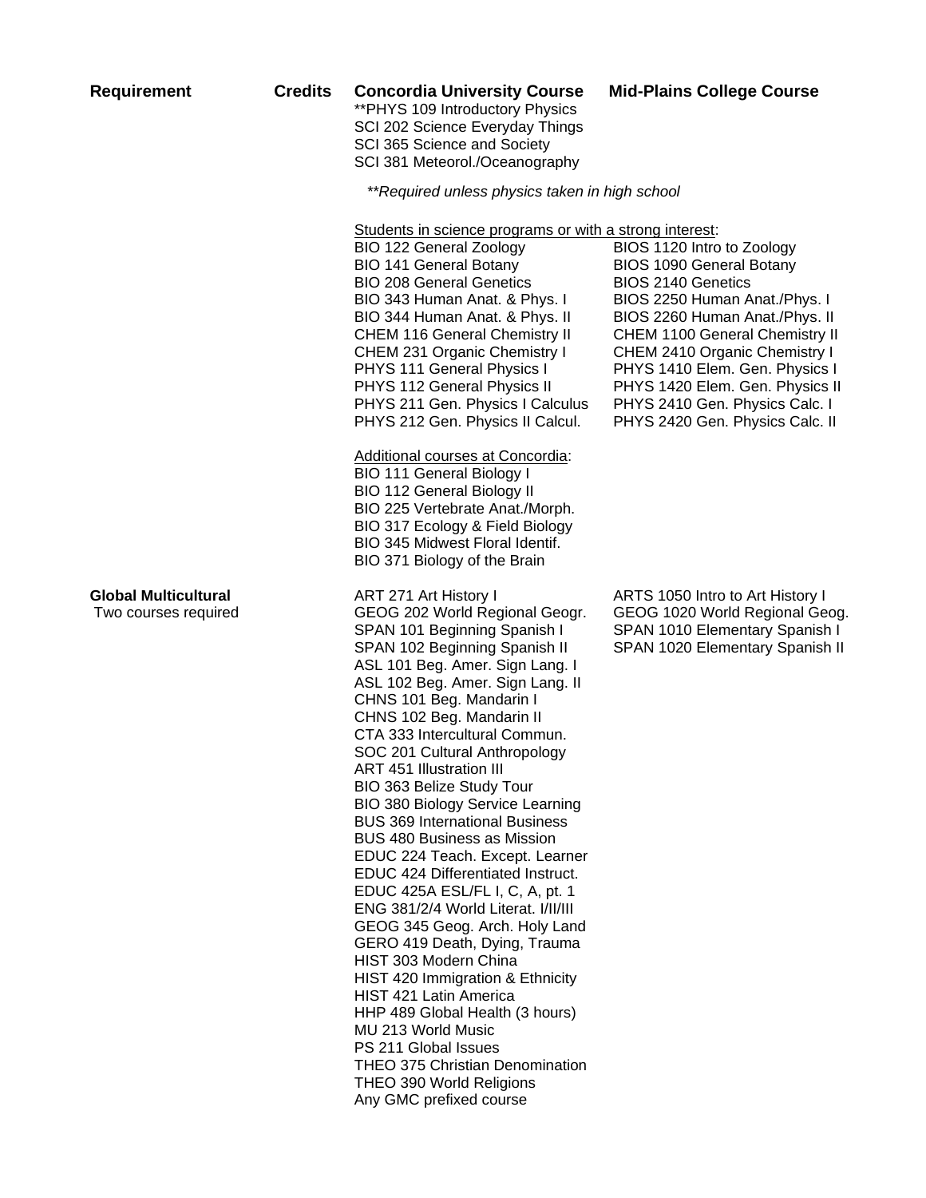| Requirement | Credits | Concordia University Course | Mid-Plains College Course |
|---|---|---|---|
| | | **PHYS 109 Introductory Physics | |
| | | SCI 202 Science Everyday Things | |
| | | SCI 365 Science and Society | |
| | | SCI 381 Meteorol./Oceanography | |
| | | *\*\*Required unless physics taken in high school* | |
| | | Students in science programs or with a strong interest: | |
| | | BIO 122 General Zoology | BIOS 1120 Intro to Zoology |
| | | BIO 141 General Botany | BIOS 1090 General Botany |
| | | BIO 208 General Genetics | BIOS 2140 Genetics |
| | | BIO 343 Human Anat. & Phys. I | BIOS 2250 Human Anat./Phys. I |
| | | BIO 344 Human Anat. & Phys. II | BIOS 2260 Human Anat./Phys. II |
| | | CHEM 116 General Chemistry II | CHEM 1100 General Chemistry II |
| | | CHEM 231 Organic Chemistry I | CHEM 2410 Organic Chemistry I |
| | | PHYS 111 General Physics I | PHYS 1410 Elem. Gen. Physics I |
| | | PHYS 112 General Physics II | PHYS 1420 Elem. Gen. Physics II |
| | | PHYS 211 Gen. Physics I Calculus | PHYS 2410 Gen. Physics Calc. I |
| | | PHYS 212 Gen. Physics II Calcul. | PHYS 2420 Gen. Physics Calc. II |
| | | Additional courses at Concordia: | |
| | | BIO 111 General Biology I | |
| | | BIO 112 General Biology II | |
| | | BIO 225 Vertebrate Anat./Morph. | |
| | | BIO 317 Ecology & Field Biology | |
| | | BIO 345 Midwest Floral Identif. | |
| | | BIO 371 Biology of the Brain | |
| **Global Multicultural** Two courses required | | ART 271 Art History I | ARTS 1050 Intro to Art History I |
| | | GEOG 202 World Regional Geogr. | GEOG 1020 World Regional Geog. |
| | | SPAN 101 Beginning Spanish I | SPAN 1010 Elementary Spanish I |
| | | SPAN 102 Beginning Spanish II | SPAN 1020 Elementary Spanish II |
| | | ASL 101 Beg. Amer. Sign Lang. I | |
| | | ASL 102 Beg. Amer. Sign Lang. II | |
| | | CHNS 101 Beg. Mandarin I | |
| | | CHNS 102 Beg. Mandarin II | |
| | | CTA 333 Intercultural Commun. | |
| | | SOC 201 Cultural Anthropology | |
| | | ART 451 Illustration III | |
| | | BIO 363 Belize Study Tour | |
| | | BIO 380 Biology Service Learning | |
| | | BUS 369 International Business | |
| | | BUS 480 Business as Mission | |
| | | EDUC 224 Teach. Except. Learner | |
| | | EDUC 424 Differentiated Instruct. | |
| | | EDUC 425A ESL/FL I, C, A, pt. 1 | |
| | | ENG 381/2/4 World Literat. I/II/III | |
| | | GEOG 345 Geog. Arch. Holy Land | |
| | | GERO 419 Death, Dying, Trauma | |
| | | HIST 303 Modern China | |
| | | HIST 420 Immigration & Ethnicity | |
| | | HIST 421 Latin America | |
| | | HHP 489 Global Health (3 hours) | |
| | | MU 213 World Music | |
| | | PS 211 Global Issues | |
| | | THEO 375 Christian Denomination | |
| | | THEO 390 World Religions | |
| | | Any GMC prefixed course | |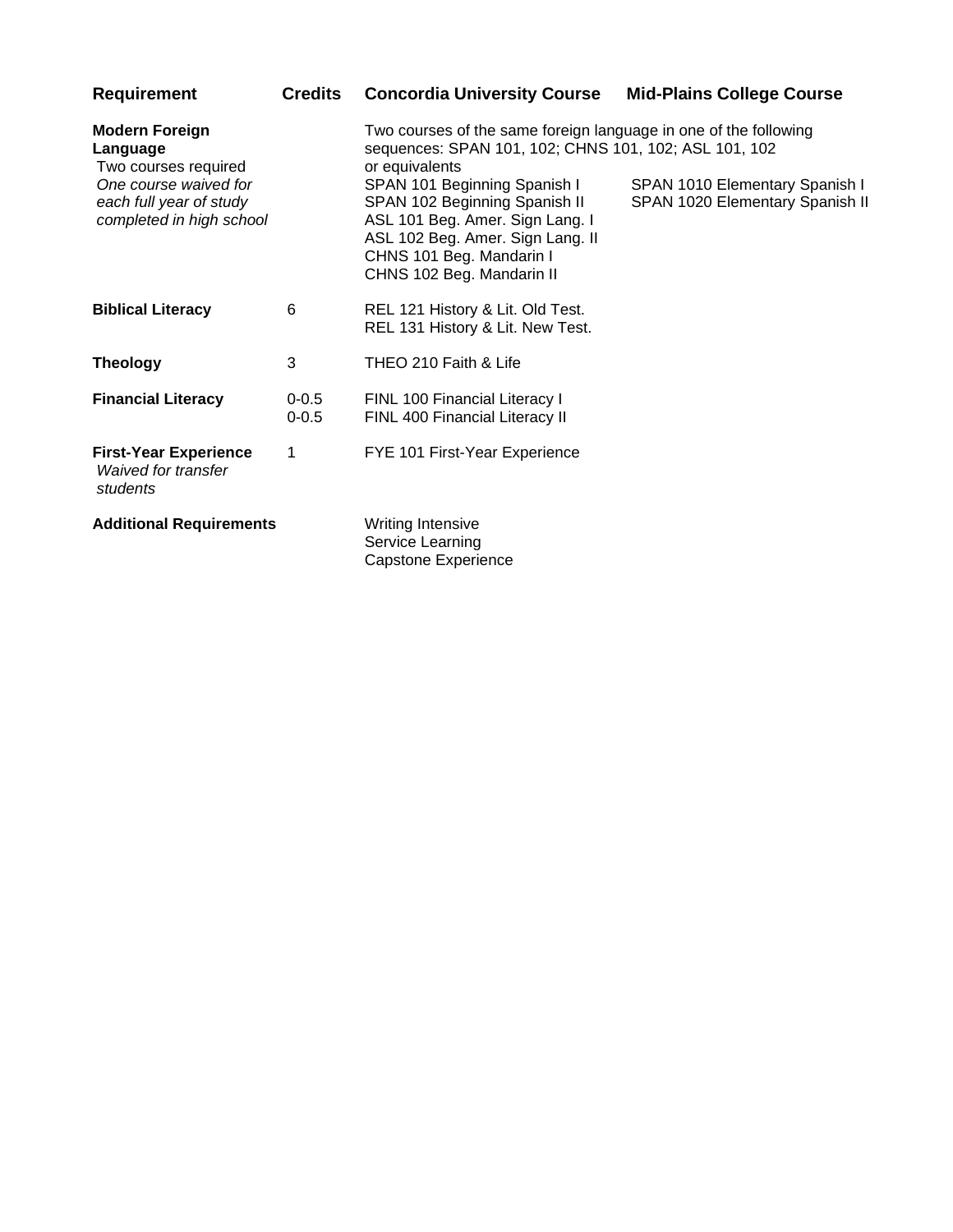| Requirement | Credits | Concordia University Course | Mid-Plains College Course |
| --- | --- | --- | --- |
| **Modern Foreign Language**<br>Two courses required<br>*One course waived for each full year of study completed in high school* | | Two courses of the same foreign language in one of the following sequences: SPAN 101, 102; CHNS 101, 102; ASL 101, 102 or equivalents<br>SPAN 101 Beginning Spanish I<br>SPAN 102 Beginning Spanish II<br>ASL 101 Beg. Amer. Sign Lang. I<br>ASL 102 Beg. Amer. Sign Lang. II<br>CHNS 101 Beg. Mandarin I<br>CHNS 102 Beg. Mandarin II | <br><br><br>SPAN 1010 Elementary Spanish I<br>SPAN 1020 Elementary Spanish II |
| **Biblical Literacy** | 6 | REL 121 History & Lit. Old Test.<br>REL 131 History & Lit. New Test. | |
| **Theology** | 3 | THEO 210 Faith & Life | |
| **Financial Literacy** | 0-0.5<br>0-0.5 | FINL 100 Financial Literacy I<br>FINL 400 Financial Literacy II | |
| **First-Year Experience**<br>*Waived for transfer students* | 1 | FYE 101 First-Year Experience | |
| **Additional Requirements** | | Writing Intensive<br>Service Learning<br>Capstone Experience | |